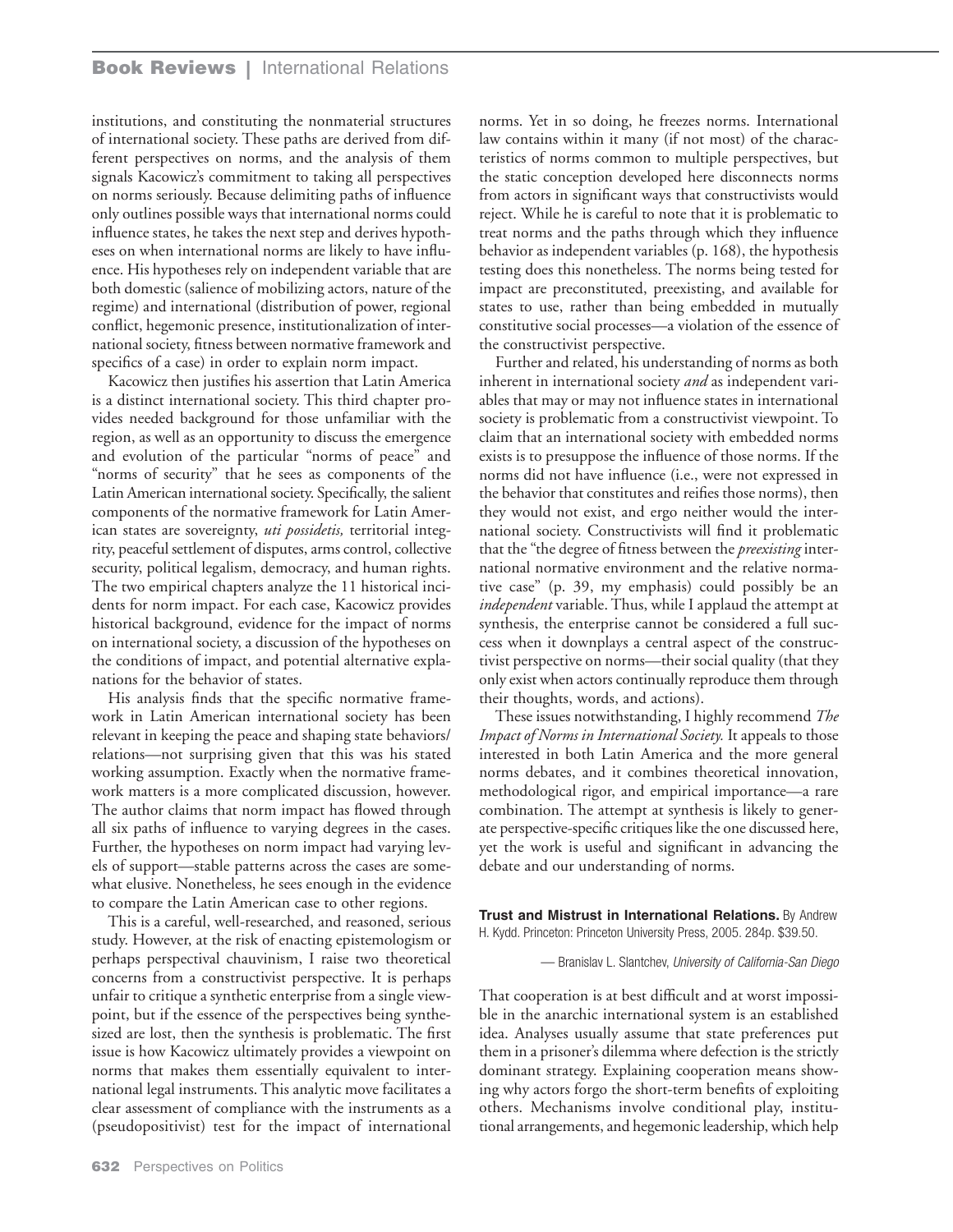institutions, and constituting the nonmaterial structures of international society. These paths are derived from different perspectives on norms, and the analysis of them signals Kacowicz's commitment to taking all perspectives on norms seriously. Because delimiting paths of influence only outlines possible ways that international norms could influence states, he takes the next step and derives hypotheses on when international norms are likely to have influence. His hypotheses rely on independent variable that are both domestic (salience of mobilizing actors, nature of the regime) and international (distribution of power, regional conflict, hegemonic presence, institutionalization of international society, fitness between normative framework and specifics of a case) in order to explain norm impact.

Kacowicz then justifies his assertion that Latin America is a distinct international society. This third chapter provides needed background for those unfamiliar with the region, as well as an opportunity to discuss the emergence and evolution of the particular "norms of peace" and "norms of security" that he sees as components of the Latin American international society. Specifically, the salient components of the normative framework for Latin American states are sovereignty, *uti possidetis,* territorial integrity, peaceful settlement of disputes, arms control, collective security, political legalism, democracy, and human rights. The two empirical chapters analyze the 11 historical incidents for norm impact. For each case, Kacowicz provides historical background, evidence for the impact of norms on international society, a discussion of the hypotheses on the conditions of impact, and potential alternative explanations for the behavior of states.

His analysis finds that the specific normative framework in Latin American international society has been relevant in keeping the peace and shaping state behaviors/relations—not surprising given that this was his stated working assumption. Exactly when the normative framework matters is a more complicated discussion, however. The author claims that norm impact has flowed through all six paths of influence to varying degrees in the cases. Further, the hypotheses on norm impact had varying levels of support—stable patterns across the cases are somewhat elusive. Nonetheless, he sees enough in the evidence to compare the Latin American case to other regions.

This is a careful, well-researched, and reasoned, serious study. However, at the risk of enacting epistemologism or perhaps perspectival chauvinism, I raise two theoretical concerns from a constructivist perspective. It is perhaps unfair to critique a synthetic enterprise from a single viewpoint, but if the essence of the perspectives being synthesized are lost, then the synthesis is problematic. The first issue is how Kacowicz ultimately provides a viewpoint on norms that makes them essentially equivalent to international legal instruments. This analytic move facilitates a clear assessment of compliance with the instruments as a (pseudopositivist) test for the impact of international norms. Yet in so doing, he freezes norms. International law contains within it many (if not most) of the characteristics of norms common to multiple perspectives, but the static conception developed here disconnects norms from actors in significant ways that constructivists would reject. While he is careful to note that it is problematic to treat norms and the paths through which they influence behavior as independent variables (p. 168), the hypothesis testing does this nonetheless. The norms being tested for impact are preconstituted, preexisting, and available for states to use, rather than being embedded in mutually constitutive social processes—a violation of the essence of the constructivist perspective.

Further and related, his understanding of norms as both inherent in international society *and* as independent variables that may or may not influence states in international society is problematic from a constructivist viewpoint. To claim that an international society with embedded norms exists is to presuppose the influence of those norms. If the norms did not have influence (i.e., were not expressed in the behavior that constitutes and reifies those norms), then they would not exist, and ergo neither would the international society. Constructivists will find it problematic that the "the degree of fitness between the *preexisting* international normative environment and the relative normative case" (p. 39, my emphasis) could possibly be an *independent* variable. Thus, while I applaud the attempt at synthesis, the enterprise cannot be considered a full success when it downplays a central aspect of the constructivist perspective on norms—their social quality (that they only exist when actors continually reproduce them through their thoughts, words, and actions).

These issues notwithstanding, I highly recommend *The Impact of Norms in International Society.* It appeals to those interested in both Latin America and the more general norms debates, and it combines theoretical innovation, methodological rigor, and empirical importance—a rare combination. The attempt at synthesis is likely to generate perspective-specific critiques like the one discussed here, yet the work is useful and significant in advancing the debate and our understanding of norms.

**Trust and Mistrust in International Relations.** By Andrew H. Kydd. Princeton: Princeton University Press, 2005. 284p. $39.50.

— Branislav L. Slantchev, *University of California-San Diego*

That cooperation is at best difficult and at worst impossible in the anarchic international system is an established idea. Analyses usually assume that state preferences put them in a prisoner's dilemma where defection is the strictly dominant strategy. Explaining cooperation means showing why actors forgo the short-term benefits of exploiting others. Mechanisms involve conditional play, institutional arrangements, and hegemonic leadership, which help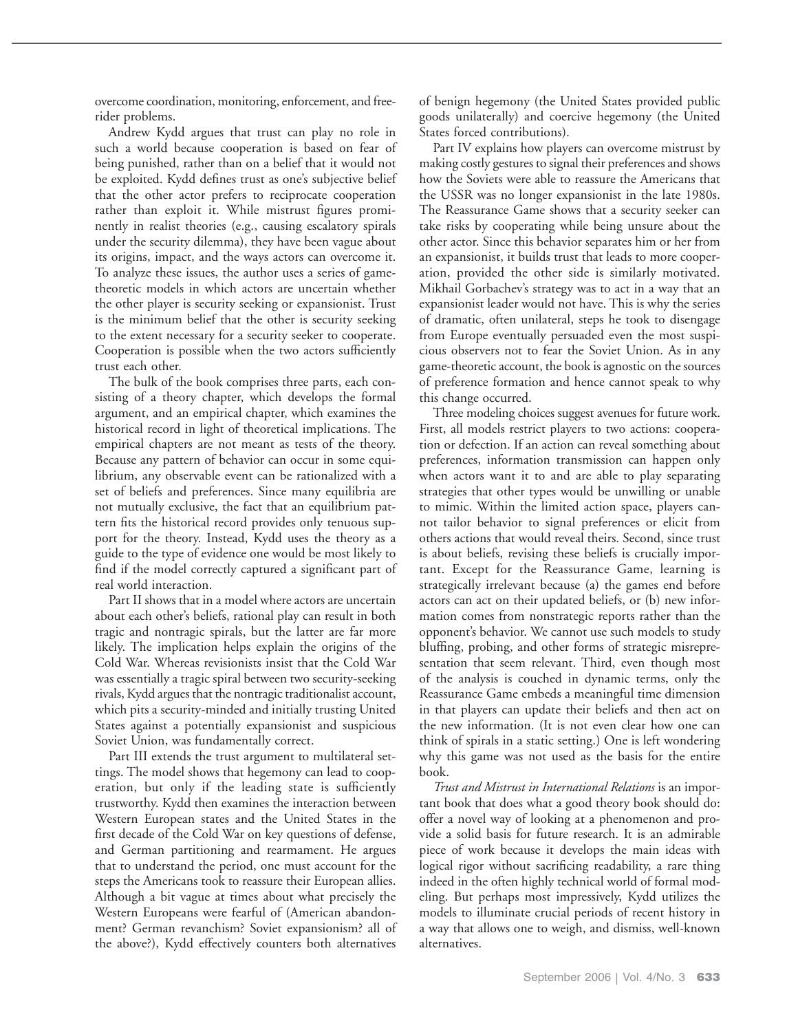overcome coordination, monitoring, enforcement, and free-rider problems.

Andrew Kydd argues that trust can play no role in such a world because cooperation is based on fear of being punished, rather than on a belief that it would not be exploited. Kydd defines trust as one's subjective belief that the other actor prefers to reciprocate cooperation rather than exploit it. While mistrust figures prominently in realist theories (e.g., causing escalatory spirals under the security dilemma), they have been vague about its origins, impact, and the ways actors can overcome it. To analyze these issues, the author uses a series of game-theoretic models in which actors are uncertain whether the other player is security seeking or expansionist. Trust is the minimum belief that the other is security seeking to the extent necessary for a security seeker to cooperate. Cooperation is possible when the two actors sufficiently trust each other.

The bulk of the book comprises three parts, each consisting of a theory chapter, which develops the formal argument, and an empirical chapter, which examines the historical record in light of theoretical implications. The empirical chapters are not meant as tests of the theory. Because any pattern of behavior can occur in some equilibrium, any observable event can be rationalized with a set of beliefs and preferences. Since many equilibria are not mutually exclusive, the fact that an equilibrium pattern fits the historical record provides only tenuous support for the theory. Instead, Kydd uses the theory as a guide to the type of evidence one would be most likely to find if the model correctly captured a significant part of real world interaction.

Part II shows that in a model where actors are uncertain about each other's beliefs, rational play can result in both tragic and nontragic spirals, but the latter are far more likely. The implication helps explain the origins of the Cold War. Whereas revisionists insist that the Cold War was essentially a tragic spiral between two security-seeking rivals, Kydd argues that the nontragic traditionalist account, which pits a security-minded and initially trusting United States against a potentially expansionist and suspicious Soviet Union, was fundamentally correct.

Part III extends the trust argument to multilateral settings. The model shows that hegemony can lead to cooperation, but only if the leading state is sufficiently trustworthy. Kydd then examines the interaction between Western European states and the United States in the first decade of the Cold War on key questions of defense, and German partitioning and rearmament. He argues that to understand the period, one must account for the steps the Americans took to reassure their European allies. Although a bit vague at times about what precisely the Western Europeans were fearful of (American abandonment? German revanchism? Soviet expansionism? all of the above?), Kydd effectively counters both alternatives of benign hegemony (the United States provided public goods unilaterally) and coercive hegemony (the United States forced contributions).

Part IV explains how players can overcome mistrust by making costly gestures to signal their preferences and shows how the Soviets were able to reassure the Americans that the USSR was no longer expansionist in the late 1980s. The Reassurance Game shows that a security seeker can take risks by cooperating while being unsure about the other actor. Since this behavior separates him or her from an expansionist, it builds trust that leads to more cooperation, provided the other side is similarly motivated. Mikhail Gorbachev's strategy was to act in a way that an expansionist leader would not have. This is why the series of dramatic, often unilateral, steps he took to disengage from Europe eventually persuaded even the most suspicious observers not to fear the Soviet Union. As in any game-theoretic account, the book is agnostic on the sources of preference formation and hence cannot speak to why this change occurred.

Three modeling choices suggest avenues for future work. First, all models restrict players to two actions: cooperation or defection. If an action can reveal something about preferences, information transmission can happen only when actors want it to and are able to play separating strategies that other types would be unwilling or unable to mimic. Within the limited action space, players cannot tailor behavior to signal preferences or elicit from others actions that would reveal theirs. Second, since trust is about beliefs, revising these beliefs is crucially important. Except for the Reassurance Game, learning is strategically irrelevant because (a) the games end before actors can act on their updated beliefs, or (b) new information comes from nonstrategic reports rather than the opponent's behavior. We cannot use such models to study bluffing, probing, and other forms of strategic misrepresentation that seem relevant. Third, even though most of the analysis is couched in dynamic terms, only the Reassurance Game embeds a meaningful time dimension in that players can update their beliefs and then act on the new information. (It is not even clear how one can think of spirals in a static setting.) One is left wondering why this game was not used as the basis for the entire book.

*Trust and Mistrust in International Relations* is an important book that does what a good theory book should do: offer a novel way of looking at a phenomenon and provide a solid basis for future research. It is an admirable piece of work because it develops the main ideas with logical rigor without sacrificing readability, a rare thing indeed in the often highly technical world of formal modeling. But perhaps most impressively, Kydd utilizes the models to illuminate crucial periods of recent history in a way that allows one to weigh, and dismiss, well-known alternatives.